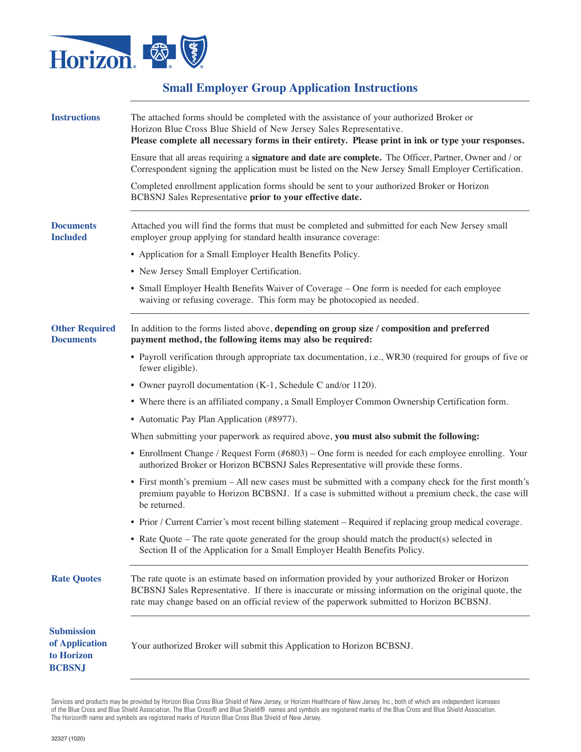# Small Employer Group Application Instructions

## Instructions

The attached forms should be completed with the assistance of your authorized Broker or Horizon Blue Cross Blue Shield of New Jersey Sales Representative.
**Please complete all necessary forms in their entirety. Please print in ink or type your responses.**

Ensure that all areas requiring a **signature and date are complete.** The Officer, Partner, Owner and / or Correspondent signing the application must be listed on the New Jersey Small Employer Certification.

Completed enrollment application forms should be sent to your authorized Broker or Horizon BCBSNJ Sales Representative **prior to your effective date.**

## Documents Included

Attached you will find the forms that must be completed and submitted for each New Jersey small employer group applying for standard health insurance coverage:

- Application for a Small Employer Health Benefits Policy.
- New Jersey Small Employer Certification.
- Small Employer Health Benefits Waiver of Coverage – One form is needed for each employee waiving or refusing coverage. This form may be photocopied as needed.

## Other Required Documents

In addition to the forms listed above, **depending on group size / composition and preferred payment method, the following items may also be required:**

- Payroll verification through appropriate tax documentation, i.e., WR30 (required for groups of five or fewer eligible).
- Owner payroll documentation (K-1, Schedule C and/or 1120).
- Where there is an affiliated company, a Small Employer Common Ownership Certification form.
- Automatic Pay Plan Application (#8977).

When submitting your paperwork as required above, **you must also submit the following:**

- Enrollment Change / Request Form (#6803) – One form is needed for each employee enrolling. Your authorized Broker or Horizon BCBSNJ Sales Representative will provide these forms.
- First month's premium – All new cases must be submitted with a company check for the first month's premium payable to Horizon BCBSNJ. If a case is submitted without a premium check, the case will be returned.
- Prior / Current Carrier's most recent billing statement – Required if replacing group medical coverage.
- Rate Quote – The rate quote generated for the group should match the product(s) selected in Section II of the Application for a Small Employer Health Benefits Policy.

## Rate Quotes

The rate quote is an estimate based on information provided by your authorized Broker or Horizon BCBSNJ Sales Representative. If there is inaccurate or missing information on the original quote, the rate may change based on an official review of the paperwork submitted to Horizon BCBSNJ.

## Submission of Application to Horizon BCBSNJ

Your authorized Broker will submit this Application to Horizon BCBSNJ.

Services and products may be provided by Horizon Blue Cross Blue Shield of New Jersey, or Horizon Healthcare of New Jersey, Inc., both of which are independent licensees of the Blue Cross and Blue Shield Association. The Blue Cross® and Blue Shield® names and symbols are registered marks of the Blue Cross and Blue Shield Association. The Horizon® name and symbols are registered marks of Horizon Blue Cross Blue Shield of New Jersey.

32327 (1020)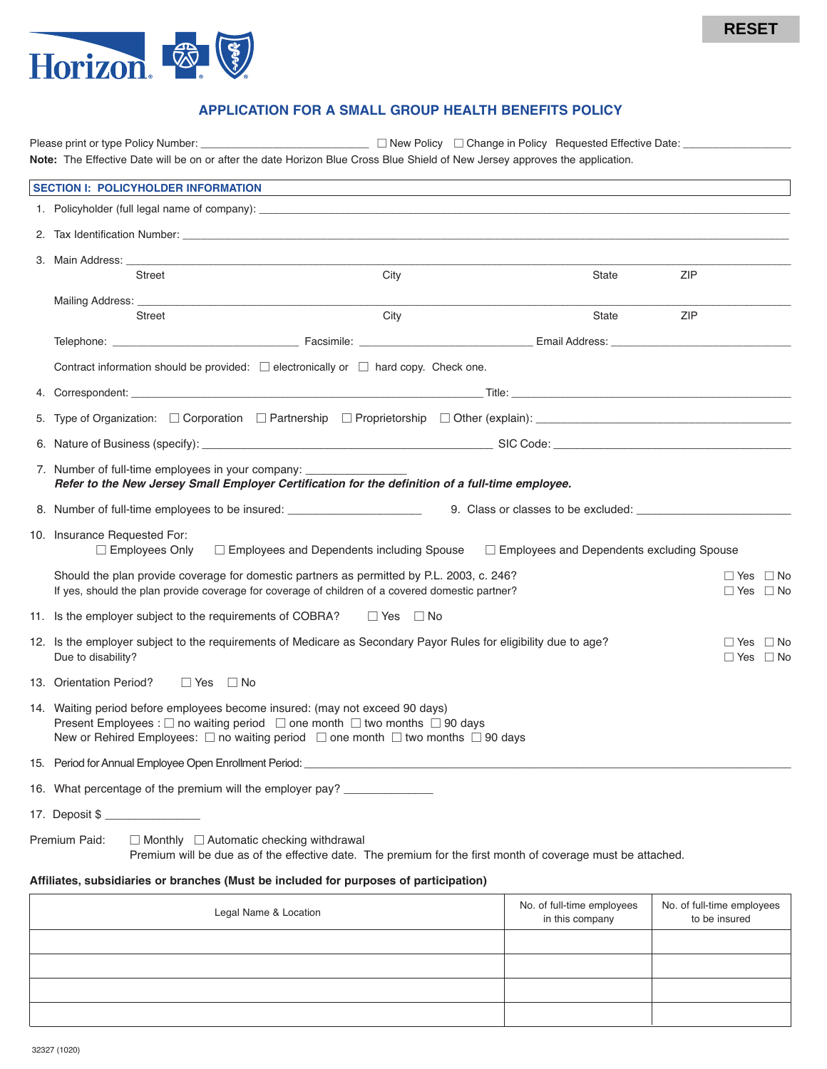RESET

# APPLICATION FOR A SMALL GROUP HEALTH BENEFITS POLICY

Please print or type Policy Number: ____________________ ☐ New Policy ☐ Change in Policy Requested Effective Date: ______________

**Note:** The Effective Date will be on or after the date Horizon Blue Cross Blue Shield of New Jersey approves the application.

## SECTION I: POLICYHOLDER INFORMATION

1. Policyholder (full legal name of company): ____________________

2. Tax Identification Number: ____________________

3. Main Address: ____________________
   Street City State ZIP

   Mailing Address: ____________________
   Street City State ZIP

   Telephone: ______________ Facsimile: ______________ Email Address: ______________

   Contract information should be provided: ☐ electronically or ☐ hard copy. Check one.

4. Correspondent: ____________________ Title: ____________________

5. Type of Organization: ☐ Corporation ☐ Partnership ☐ Proprietorship ☐ Other (explain): ______________

6. Nature of Business (specify): ____________________ SIC Code: ______________

7. Number of full-time employees in your company: ______________
   ***Refer to the New Jersey Small Employer Certification for the definition of a full-time employee.***

8. Number of full-time employees to be insured: ______________ 9. Class or classes to be excluded: ______________

10. Insurance Requested For:
    ☐ Employees Only ☐ Employees and Dependents including Spouse ☐ Employees and Dependents excluding Spouse

    Should the plan provide coverage for domestic partners as permitted by P.L. 2003, c. 246? ☐ Yes ☐ No
    If yes, should the plan provide coverage for coverage of children of a covered domestic partner? ☐ Yes ☐ No

11. Is the employer subject to the requirements of COBRA? ☐ Yes ☐ No

12. Is the employer subject to the requirements of Medicare as Secondary Payor Rules for eligibility due to age? ☐ Yes ☐ No
    Due to disability? ☐ Yes ☐ No

13. Orientation Period? ☐ Yes ☐ No

14. Waiting period before employees become insured: (may not exceed 90 days)
    Present Employees : ☐ no waiting period ☐ one month ☐ two months ☐ 90 days
    New or Rehired Employees: ☐ no waiting period ☐ one month ☐ two months ☐ 90 days

15. Period for Annual Employee Open Enrollment Period: ____________________

16. What percentage of the premium will the employer pay? ______________

17. Deposit $ ______________

Premium Paid: ☐ Monthly ☐ Automatic checking withdrawal
Premium will be due as of the effective date. The premium for the first month of coverage must be attached.

**Affiliates, subsidiaries or branches (Must be included for purposes of participation)**

| Legal Name & Location | No. of full-time employees in this company | No. of full-time employees to be insured |
|---|---|---|
| | | |
| | | |
| | | |
| | | |

32327 (1020)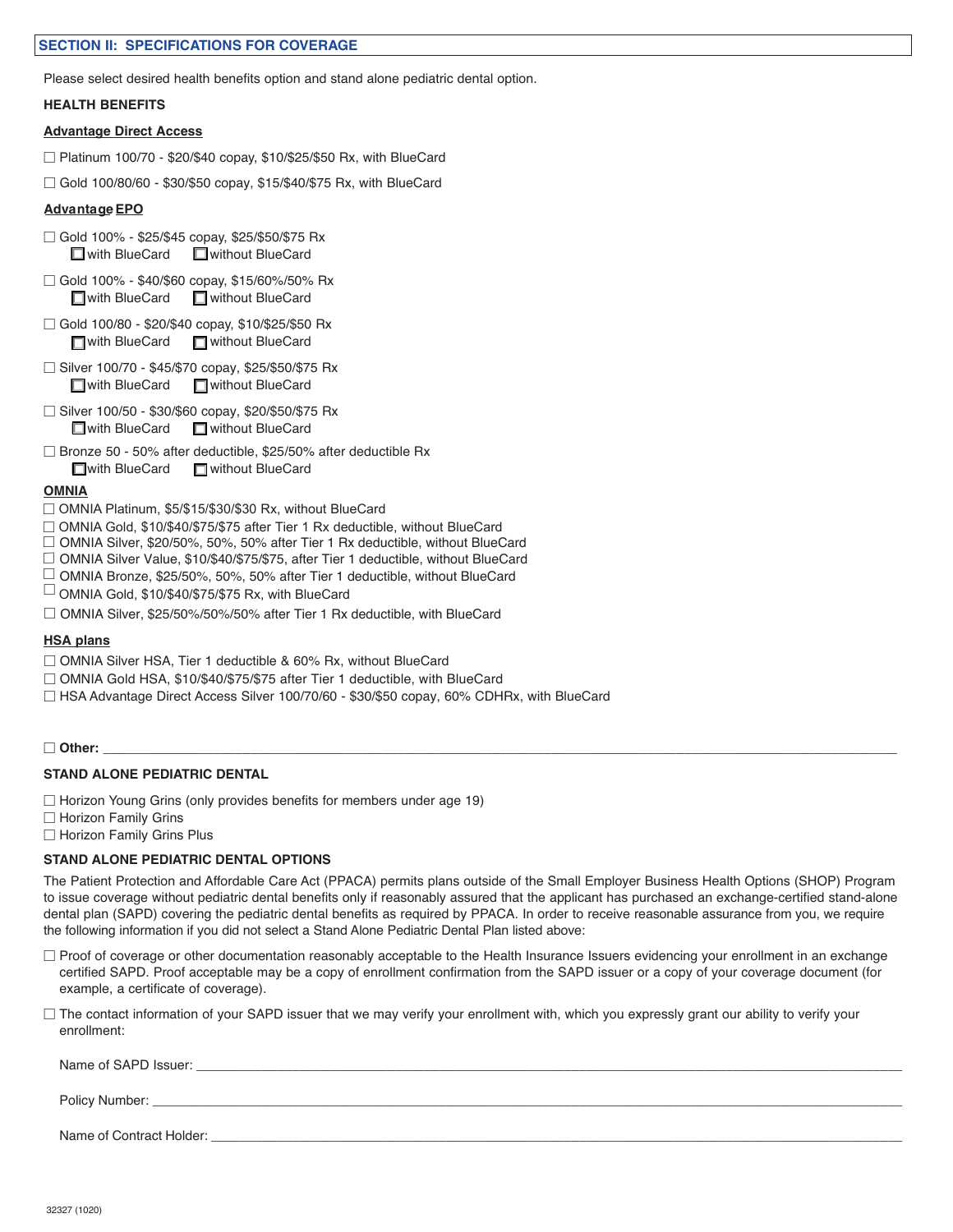## SECTION II: SPECIFICATIONS FOR COVERAGE

Please select desired health benefits option and stand alone pediatric dental option.

**HEALTH BENEFITS**

**Advantage Direct Access**

☐ Platinum 100/70 - $20/$40 copay, $10/$25/$50 Rx, with BlueCard

☐ Gold 100/80/60 - $30/$50 copay, $15/$40/$75 Rx, with BlueCard

**Advantage EPO**

☐ Gold 100% - $25/$45 copay, $25/$50/$75 Rx
 ☐ with BlueCard ☐ without BlueCard

☐ Gold 100% - $40/$60 copay, $15/60%/50% Rx
 ☐ with BlueCard ☐ without BlueCard

☐ Gold 100/80 - $20/$40 copay, $10/$25/$50 Rx
 ☐ with BlueCard ☐ without BlueCard

☐ Silver 100/70 - $45/$70 copay, $25/$50/$75 Rx
 ☐ with BlueCard ☐ without BlueCard

☐ Silver 100/50 - $30/$60 copay, $20/$50/$75 Rx
 ☐ with BlueCard ☐ without BlueCard

☐ Bronze 50 - 50% after deductible, $25/50% after deductible Rx
 ☐ with BlueCard ☐ without BlueCard

**OMNIA**

☐ OMNIA Platinum, $5/$15/$30/$30 Rx, without BlueCard
☐ OMNIA Gold, $10/$40/$75/$75 after Tier 1 Rx deductible, without BlueCard
☐ OMNIA Silver, $20/50%, 50%, 50% after Tier 1 Rx deductible, without BlueCard
☐ OMNIA Silver Value, $10/$40/$75/$75, after Tier 1 deductible, without BlueCard
☐ OMNIA Bronze, $25/50%, 50%, 50% after Tier 1 deductible, without BlueCard
☐ OMNIA Gold, $10/$40/$75/$75 Rx, with BlueCard
☐ OMNIA Silver, $25/50%/50%/50% after Tier 1 Rx deductible, with BlueCard

**HSA plans**

☐ OMNIA Silver HSA, Tier 1 deductible & 60% Rx, without BlueCard
☐ OMNIA Gold HSA, $10/$40/$75/$75 after Tier 1 deductible, with BlueCard
☐ HSA Advantage Direct Access Silver 100/70/60 - $30/$50 copay, 60% CDHRx, with BlueCard

☐ **Other:** ______________________________________________________________

**STAND ALONE PEDIATRIC DENTAL**

☐ Horizon Young Grins (only provides benefits for members under age 19)
☐ Horizon Family Grins
☐ Horizon Family Grins Plus

**STAND ALONE PEDIATRIC DENTAL OPTIONS**

The Patient Protection and Affordable Care Act (PPACA) permits plans outside of the Small Employer Business Health Options (SHOP) Program to issue coverage without pediatric dental benefits only if reasonably assured that the applicant has purchased an exchange-certified stand-alone dental plan (SAPD) covering the pediatric dental benefits as required by PPACA. In order to receive reasonable assurance from you, we require the following information if you did not select a Stand Alone Pediatric Dental Plan listed above:

☐ Proof of coverage or other documentation reasonably acceptable to the Health Insurance Issuers evidencing your enrollment in an exchange certified SAPD. Proof acceptable may be a copy of enrollment confirmation from the SAPD issuer or a copy of your coverage document (for example, a certificate of coverage).

☐ The contact information of your SAPD issuer that we may verify your enrollment with, which you expressly grant our ability to verify your enrollment:

Name of SAPD Issuer: ______________________________________________________________

Policy Number: ______________________________________________________________

Name of Contract Holder: ______________________________________________________________

32327 (1020)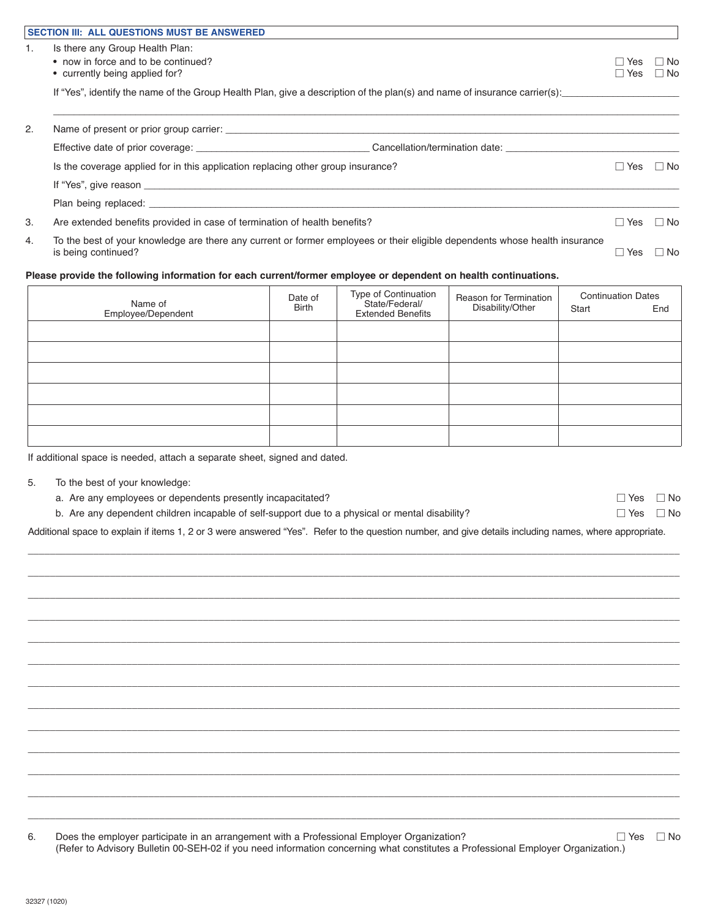**SECTION III: ALL QUESTIONS MUST BE ANSWERED**

1. Is there any Group Health Plan:
   - now in force and to be continued? ☐ Yes ☐ No
   - currently being applied for? ☐ Yes ☐ No

   If "Yes", identify the name of the Group Health Plan, give a description of the plan(s) and name of insurance carrier(s):\_\_\_\_\_\_\_\_\_\_\_\_\_\_\_\_\_\_\_\_

   \_\_\_\_\_\_\_\_\_\_\_\_\_\_\_\_\_\_\_\_\_\_\_\_\_\_\_\_\_\_\_\_\_\_\_\_\_\_\_\_\_\_\_\_\_\_\_\_\_\_\_\_\_\_\_\_\_\_\_\_\_\_\_\_\_\_\_\_\_\_\_\_\_\_\_\_\_\_

2. Name of present or prior group carrier: \_\_\_\_\_\_\_\_\_\_\_\_\_\_\_\_\_\_\_\_\_\_\_\_\_\_\_\_\_\_\_\_\_\_\_\_\_\_\_\_\_\_\_\_\_\_\_\_

   Effective date of prior coverage: \_\_\_\_\_\_\_\_\_\_\_\_\_\_\_\_\_\_\_\_\_\_\_\_\_\_\_\_\_\_ Cancellation/termination date: \_\_\_\_\_\_\_\_\_\_\_\_\_\_\_\_\_\_\_\_\_\_\_\_\_\_\_\_\_\_

   Is the coverage applied for in this application replacing other group insurance? ☐ Yes ☐ No

   If "Yes", give reason \_\_\_\_\_\_\_\_\_\_\_\_\_\_\_\_\_\_\_\_\_\_\_\_\_\_\_\_\_\_\_\_\_\_\_\_\_\_\_\_\_\_\_\_\_\_\_\_\_\_\_\_\_\_\_\_\_\_\_\_\_\_

   Plan being replaced: \_\_\_\_\_\_\_\_\_\_\_\_\_\_\_\_\_\_\_\_\_\_\_\_\_\_\_\_\_\_\_\_\_\_\_\_\_\_\_\_\_\_\_\_\_\_\_\_\_\_\_\_\_\_\_\_\_\_\_\_\_\_

3. Are extended benefits provided in case of termination of health benefits? ☐ Yes ☐ No

4. To the best of your knowledge are there any current or former employees or their eligible dependents whose health insurance is being continued? ☐ Yes ☐ No

**Please provide the following information for each current/former employee or dependent on health continuations.**

| Name of Employee/Dependent | Date of Birth | Type of Continuation State/Federal/ Extended Benefits | Reason for Termination Disability/Other | Continuation Dates Start | End |
|---|---|---|---|---|---|
| | | | | | |
| | | | | | |
| | | | | | |
| | | | | | |
| | | | | | |
| | | | | | |

If additional space is needed, attach a separate sheet, signed and dated.

5. To the best of your knowledge:
   a. Are any employees or dependents presently incapacitated? ☐ Yes ☐ No
   b. Are any dependent children incapable of self-support due to a physical or mental disability? ☐ Yes ☐ No

Additional space to explain if items 1, 2 or 3 were answered "Yes". Refer to the question number, and give details including names, where appropriate.

\_\_\_\_\_\_\_\_\_\_\_\_\_\_\_\_\_\_\_\_\_\_\_\_\_\_\_\_\_\_\_\_\_\_\_\_\_\_\_\_\_\_\_\_\_\_\_\_\_\_\_\_\_\_\_\_\_\_\_\_\_\_\_\_\_\_\_\_\_\_\_\_\_\_\_\_\_\_

\_\_\_\_\_\_\_\_\_\_\_\_\_\_\_\_\_\_\_\_\_\_\_\_\_\_\_\_\_\_\_\_\_\_\_\_\_\_\_\_\_\_\_\_\_\_\_\_\_\_\_\_\_\_\_\_\_\_\_\_\_\_\_\_\_\_\_\_\_\_\_\_\_\_\_\_\_\_

\_\_\_\_\_\_\_\_\_\_\_\_\_\_\_\_\_\_\_\_\_\_\_\_\_\_\_\_\_\_\_\_\_\_\_\_\_\_\_\_\_\_\_\_\_\_\_\_\_\_\_\_\_\_\_\_\_\_\_\_\_\_\_\_\_\_\_\_\_\_\_\_\_\_\_\_\_\_

\_\_\_\_\_\_\_\_\_\_\_\_\_\_\_\_\_\_\_\_\_\_\_\_\_\_\_\_\_\_\_\_\_\_\_\_\_\_\_\_\_\_\_\_\_\_\_\_\_\_\_\_\_\_\_\_\_\_\_\_\_\_\_\_\_\_\_\_\_\_\_\_\_\_\_\_\_\_

\_\_\_\_\_\_\_\_\_\_\_\_\_\_\_\_\_\_\_\_\_\_\_\_\_\_\_\_\_\_\_\_\_\_\_\_\_\_\_\_\_\_\_\_\_\_\_\_\_\_\_\_\_\_\_\_\_\_\_\_\_\_\_\_\_\_\_\_\_\_\_\_\_\_\_\_\_\_

\_\_\_\_\_\_\_\_\_\_\_\_\_\_\_\_\_\_\_\_\_\_\_\_\_\_\_\_\_\_\_\_\_\_\_\_\_\_\_\_\_\_\_\_\_\_\_\_\_\_\_\_\_\_\_\_\_\_\_\_\_\_\_\_\_\_\_\_\_\_\_\_\_\_\_\_\_\_

\_\_\_\_\_\_\_\_\_\_\_\_\_\_\_\_\_\_\_\_\_\_\_\_\_\_\_\_\_\_\_\_\_\_\_\_\_\_\_\_\_\_\_\_\_\_\_\_\_\_\_\_\_\_\_\_\_\_\_\_\_\_\_\_\_\_\_\_\_\_\_\_\_\_\_\_\_\_

\_\_\_\_\_\_\_\_\_\_\_\_\_\_\_\_\_\_\_\_\_\_\_\_\_\_\_\_\_\_\_\_\_\_\_\_\_\_\_\_\_\_\_\_\_\_\_\_\_\_\_\_\_\_\_\_\_\_\_\_\_\_\_\_\_\_\_\_\_\_\_\_\_\_\_\_\_\_

\_\_\_\_\_\_\_\_\_\_\_\_\_\_\_\_\_\_\_\_\_\_\_\_\_\_\_\_\_\_\_\_\_\_\_\_\_\_\_\_\_\_\_\_\_\_\_\_\_\_\_\_\_\_\_\_\_\_\_\_\_\_\_\_\_\_\_\_\_\_\_\_\_\_\_\_\_\_

\_\_\_\_\_\_\_\_\_\_\_\_\_\_\_\_\_\_\_\_\_\_\_\_\_\_\_\_\_\_\_\_\_\_\_\_\_\_\_\_\_\_\_\_\_\_\_\_\_\_\_\_\_\_\_\_\_\_\_\_\_\_\_\_\_\_\_\_\_\_\_\_\_\_\_\_\_\_

\_\_\_\_\_\_\_\_\_\_\_\_\_\_\_\_\_\_\_\_\_\_\_\_\_\_\_\_\_\_\_\_\_\_\_\_\_\_\_\_\_\_\_\_\_\_\_\_\_\_\_\_\_\_\_\_\_\_\_\_\_\_\_\_\_\_\_\_\_\_\_\_\_\_\_\_\_\_

\_\_\_\_\_\_\_\_\_\_\_\_\_\_\_\_\_\_\_\_\_\_\_\_\_\_\_\_\_\_\_\_\_\_\_\_\_\_\_\_\_\_\_\_\_\_\_\_\_\_\_\_\_\_\_\_\_\_\_\_\_\_\_\_\_\_\_\_\_\_\_\_\_\_\_\_\_\_

\_\_\_\_\_\_\_\_\_\_\_\_\_\_\_\_\_\_\_\_\_\_\_\_\_\_\_\_\_\_\_\_\_\_\_\_\_\_\_\_\_\_\_\_\_\_\_\_\_\_\_\_\_\_\_\_\_\_\_\_\_\_\_\_\_\_\_\_\_\_\_\_\_\_\_\_\_\_

6. Does the employer participate in an arrangement with a Professional Employer Organization? ☐ Yes ☐ No
   (Refer to Advisory Bulletin 00-SEH-02 if you need information concerning what constitutes a Professional Employer Organization.)

32327 (1020)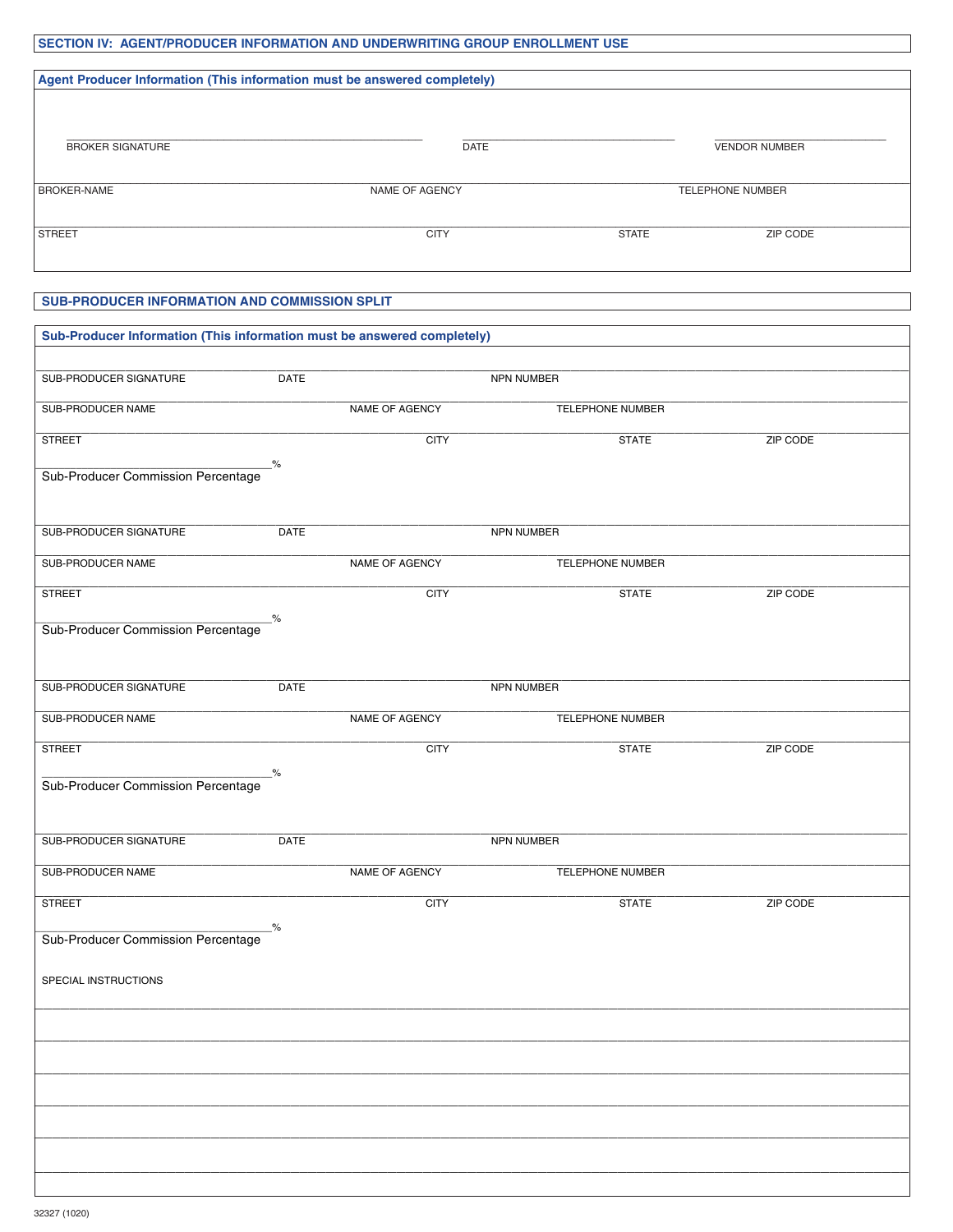## SECTION IV: AGENT/PRODUCER INFORMATION AND UNDERWRITING GROUP ENROLLMENT USE

### Agent Producer Information (This information must be answered completely)

| BROKER SIGNATURE | DATE | VENDOR NUMBER |
|---|---|---|
| | | |

| BROKER-NAME | NAME OF AGENCY | TELEPHONE NUMBER |
|---|---|---|
| | | |

| STREET | CITY | STATE | ZIP CODE |
|---|---|---|---|
| | | | |

## SUB-PRODUCER INFORMATION AND COMMISSION SPLIT

### Sub-Producer Information (This information must be answered completely)

| SUB-PRODUCER SIGNATURE | DATE | NPN NUMBER |
|---|---|---|
| | | |

| SUB-PRODUCER NAME | NAME OF AGENCY | TELEPHONE NUMBER |
|---|---|---|
| | | |

| STREET | CITY | STATE | ZIP CODE |
|---|---|---|---|
| | | | |

________________________________%
Sub-Producer Commission Percentage

| SUB-PRODUCER SIGNATURE | DATE | NPN NUMBER |
|---|---|---|
| | | |

| SUB-PRODUCER NAME | NAME OF AGENCY | TELEPHONE NUMBER |
|---|---|---|
| | | |

| STREET | CITY | STATE | ZIP CODE |
|---|---|---|---|
| | | | |

________________________________%
Sub-Producer Commission Percentage

| SUB-PRODUCER SIGNATURE | DATE | NPN NUMBER |
|---|---|---|
| | | |

| SUB-PRODUCER NAME | NAME OF AGENCY | TELEPHONE NUMBER |
|---|---|---|
| | | |

| STREET | CITY | STATE | ZIP CODE |
|---|---|---|---|
| | | | |

________________________________%
Sub-Producer Commission Percentage

| SUB-PRODUCER SIGNATURE | DATE | NPN NUMBER |
|---|---|---|
| | | |

| SUB-PRODUCER NAME | NAME OF AGENCY | TELEPHONE NUMBER |
|---|---|---|
| | | |

| STREET | CITY | STATE | ZIP CODE |
|---|---|---|---|
| | | | |

________________________________%
Sub-Producer Commission Percentage

SPECIAL INSTRUCTIONS

_______________________________________________________________

_______________________________________________________________

_______________________________________________________________

_______________________________________________________________

_______________________________________________________________

_______________________________________________________________

32327 (1020)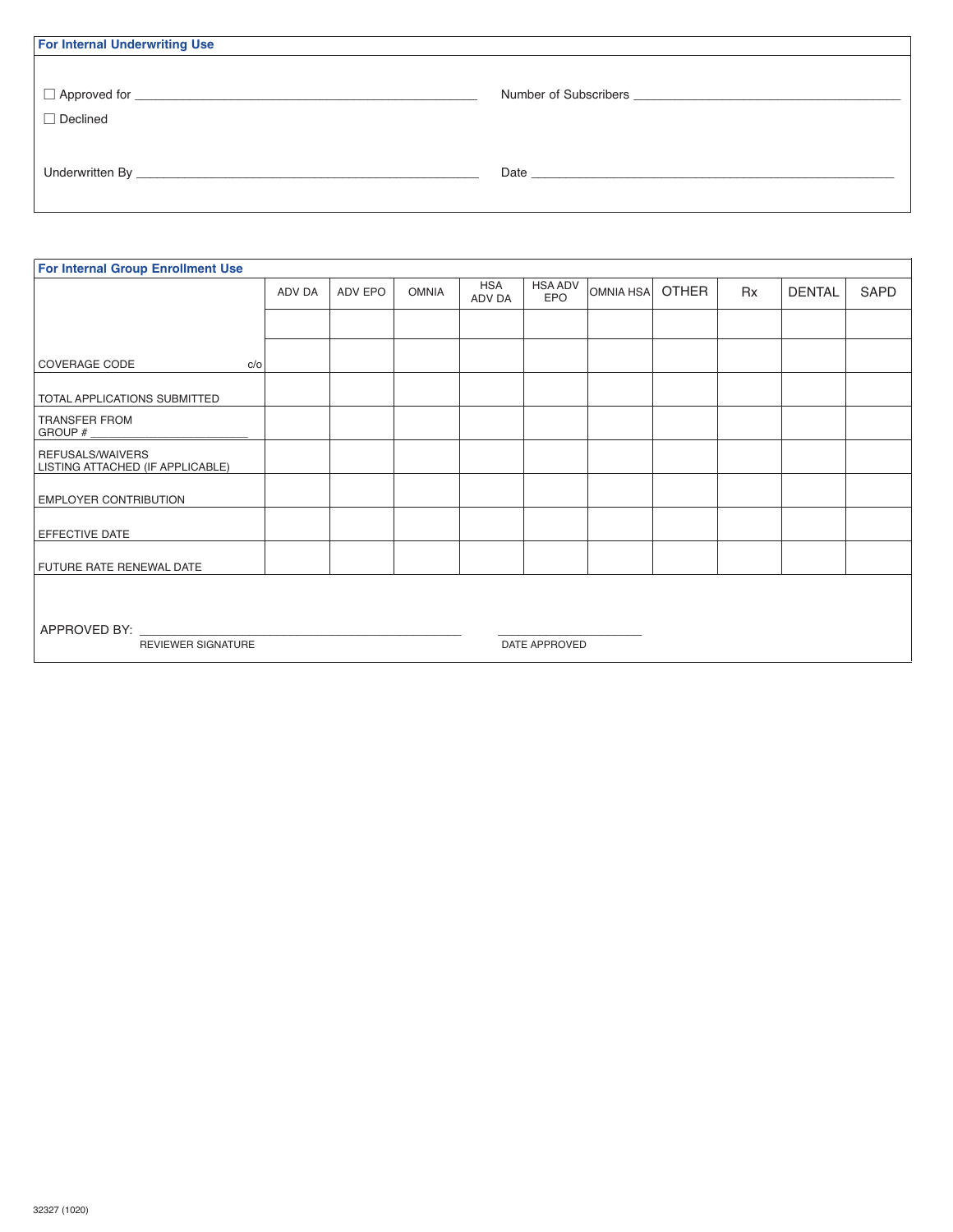### For Internal Underwriting Use

☐ Approved for ______________________________ Number of Subscribers ______________________________

☐ Declined

Underwritten By ______________________________ Date ______________________________

### For Internal Group Enrollment Use

| | ADV DA | ADV EPO | OMNIA | HSA ADV DA | HSA ADV EPO | OMNIA HSA | OTHER | Rx | DENTAL | SAPD |
|---|---|---|---|---|---|---|---|---|---|---|
| | | | | | | | | | | |
| COVERAGE CODE c/o | | | | | | | | | | |
| TOTAL APPLICATIONS SUBMITTED | | | | | | | | | | |
| TRANSFER FROM GROUP # ______________ | | | | | | | | | | |
| REFUSALS/WAIVERS LISTING ATTACHED (IF APPLICABLE) | | | | | | | | | | |
| EMPLOYER CONTRIBUTION | | | | | | | | | | |
| EFFECTIVE DATE | | | | | | | | | | |
| FUTURE RATE RENEWAL DATE | | | | | | | | | | |

APPROVED BY: ______________________________ ______________________________

REVIEWER SIGNATURE DATE APPROVED

32327 (1020)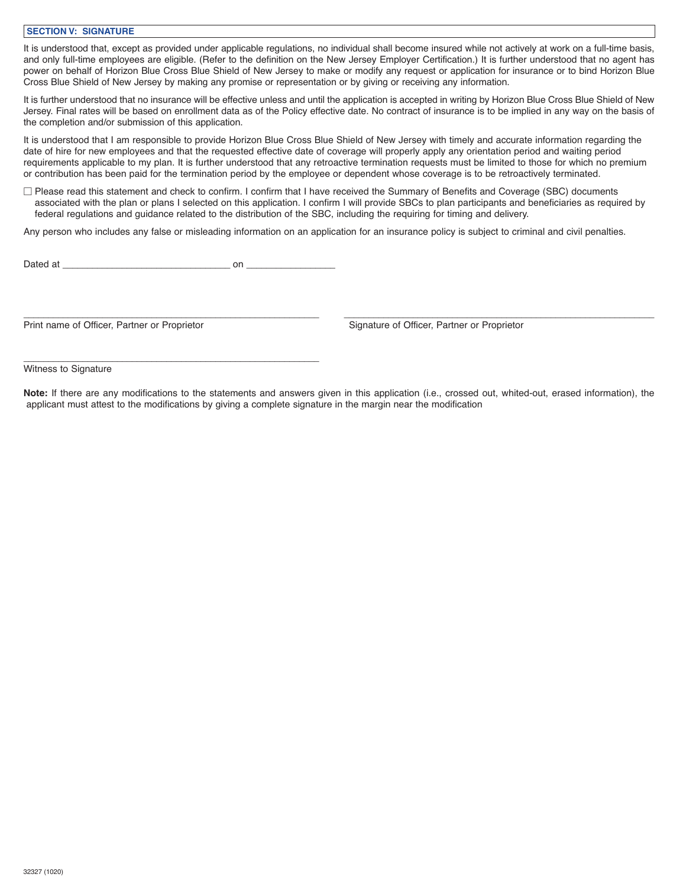## SECTION V: SIGNATURE

It is understood that, except as provided under applicable regulations, no individual shall become insured while not actively at work on a full-time basis, and only full-time employees are eligible. (Refer to the definition on the New Jersey Employer Certification.) It is further understood that no agent has power on behalf of Horizon Blue Cross Blue Shield of New Jersey to make or modify any request or application for insurance or to bind Horizon Blue Cross Blue Shield of New Jersey by making any promise or representation or by giving or receiving any information.

It is further understood that no insurance will be effective unless and until the application is accepted in writing by Horizon Blue Cross Blue Shield of New Jersey. Final rates will be based on enrollment data as of the Policy effective date. No contract of insurance is to be implied in any way on the basis of the completion and/or submission of this application.

It is understood that I am responsible to provide Horizon Blue Cross Blue Shield of New Jersey with timely and accurate information regarding the date of hire for new employees and that the requested effective date of coverage will properly apply any orientation period and waiting period requirements applicable to my plan. It is further understood that any retroactive termination requests must be limited to those for which no premium or contribution has been paid for the termination period by the employee or dependent whose coverage is to be retroactively terminated.

☐ Please read this statement and check to confirm. I confirm that I have received the Summary of Benefits and Coverage (SBC) documents associated with the plan or plans I selected on this application. I confirm I will provide SBCs to plan participants and beneficiaries as required by federal regulations and guidance related to the distribution of the SBC, including the requiring for timing and delivery.

Any person who includes any false or misleading information on an application for an insurance policy is subject to criminal and civil penalties.

Dated at ______________________________ on ________________

______________________________________________
Print name of Officer, Partner or Proprietor

______________________________________________
Signature of Officer, Partner or Proprietor

______________________________________________
Witness to Signature

**Note:** If there are any modifications to the statements and answers given in this application (i.e., crossed out, whited-out, erased information), the applicant must attest to the modifications by giving a complete signature in the margin near the modification

32327 (1020)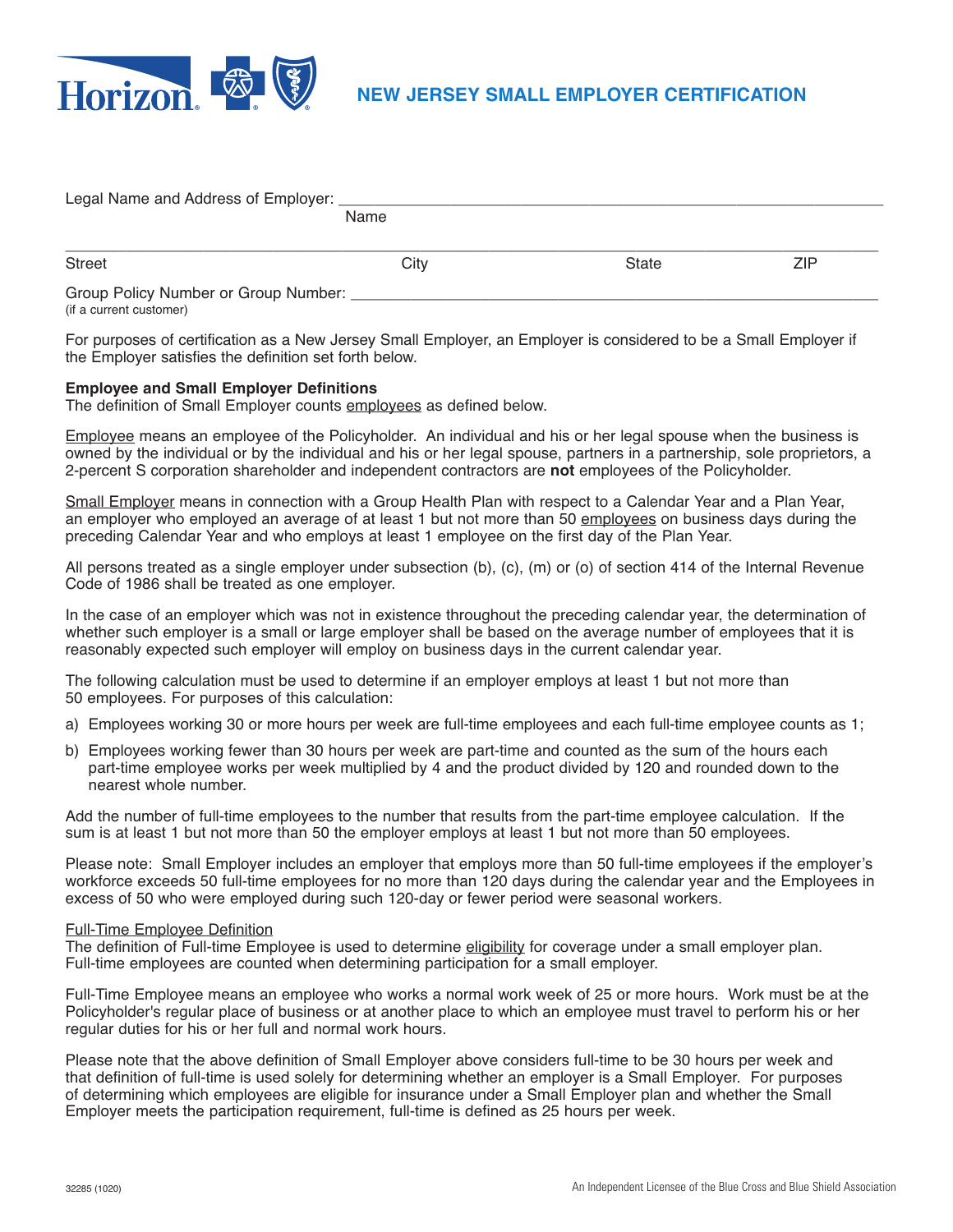# NEW JERSEY SMALL EMPLOYER CERTIFICATION

Legal Name and Address of Employer: ____________________________________________
Name

___________________________________________________________________________
Street City State ZIP

Group Policy Number or Group Number: ____________________________________________
(if a current customer)

For purposes of certification as a New Jersey Small Employer, an Employer is considered to be a Small Employer if the Employer satisfies the definition set forth below.

**Employee and Small Employer Definitions**
The definition of Small Employer counts employees as defined below.

Employee means an employee of the Policyholder. An individual and his or her legal spouse when the business is owned by the individual or by the individual and his or her legal spouse, partners in a partnership, sole proprietors, a 2-percent S corporation shareholder and independent contractors are **not** employees of the Policyholder.

Small Employer means in connection with a Group Health Plan with respect to a Calendar Year and a Plan Year, an employer who employed an average of at least 1 but not more than 50 employees on business days during the preceding Calendar Year and who employs at least 1 employee on the first day of the Plan Year.

All persons treated as a single employer under subsection (b), (c), (m) or (o) of section 414 of the Internal Revenue Code of 1986 shall be treated as one employer.

In the case of an employer which was not in existence throughout the preceding calendar year, the determination of whether such employer is a small or large employer shall be based on the average number of employees that it is reasonably expected such employer will employ on business days in the current calendar year.

The following calculation must be used to determine if an employer employs at least 1 but not more than 50 employees. For purposes of this calculation:

a) Employees working 30 or more hours per week are full-time employees and each full-time employee counts as 1;

b) Employees working fewer than 30 hours per week are part-time and counted as the sum of the hours each part-time employee works per week multiplied by 4 and the product divided by 120 and rounded down to the nearest whole number.

Add the number of full-time employees to the number that results from the part-time employee calculation. If the sum is at least 1 but not more than 50 the employer employs at least 1 but not more than 50 employees.

Please note: Small Employer includes an employer that employs more than 50 full-time employees if the employer's workforce exceeds 50 full-time employees for no more than 120 days during the calendar year and the Employees in excess of 50 who were employed during such 120-day or fewer period were seasonal workers.

Full-Time Employee Definition
The definition of Full-time Employee is used to determine eligibility for coverage under a small employer plan. Full-time employees are counted when determining participation for a small employer.

Full-Time Employee means an employee who works a normal work week of 25 or more hours. Work must be at the Policyholder's regular place of business or at another place to which an employee must travel to perform his or her regular duties for his or her full and normal work hours.

Please note that the above definition of Small Employer above considers full-time to be 30 hours per week and that definition of full-time is used solely for determining whether an employer is a Small Employer. For purposes of determining which employees are eligible for insurance under a Small Employer plan and whether the Small Employer meets the participation requirement, full-time is defined as 25 hours per week.

32285 (1020)

An Independent Licensee of the Blue Cross and Blue Shield Association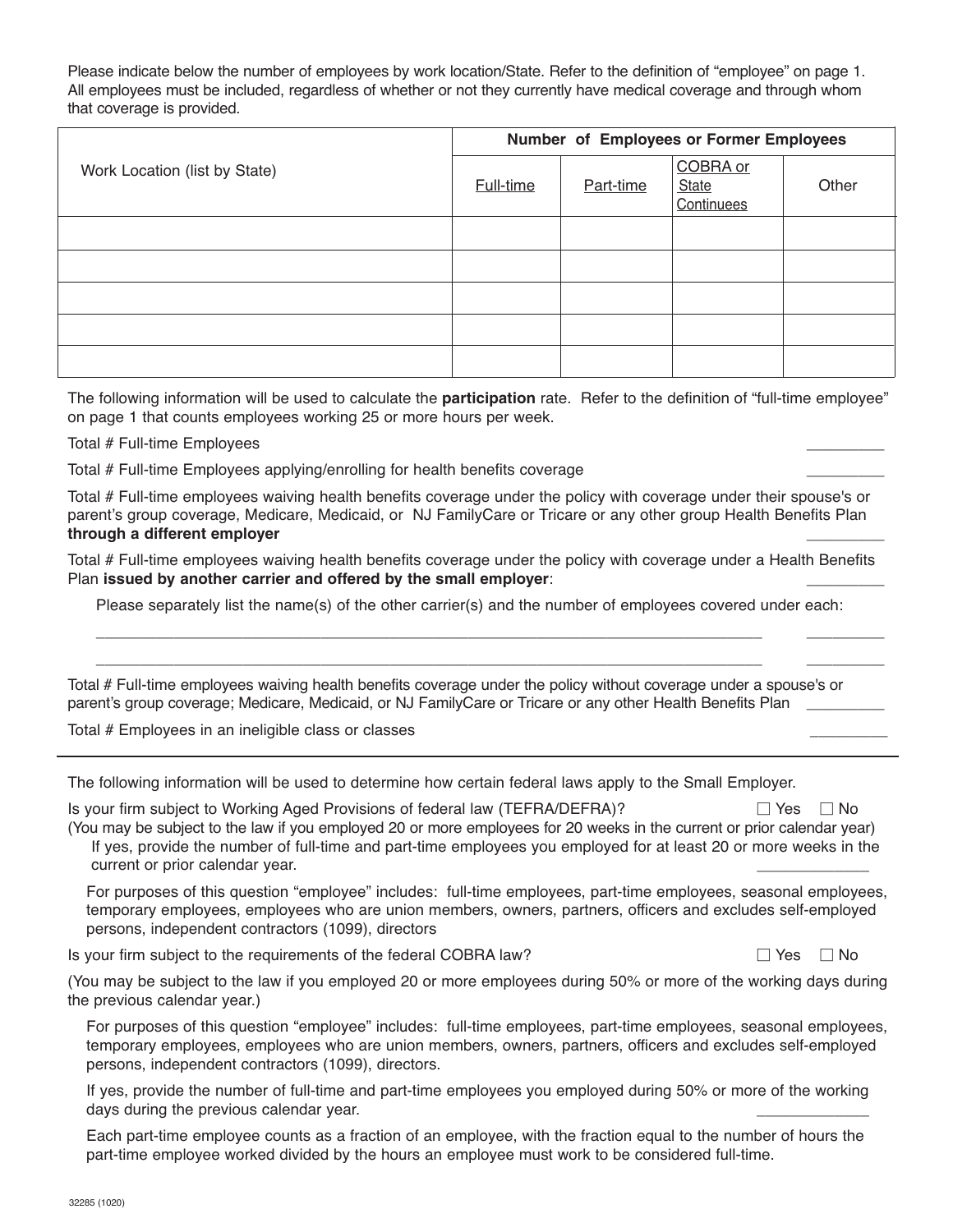Please indicate below the number of employees by work location/State. Refer to the definition of "employee" on page 1. All employees must be included, regardless of whether or not they currently have medical coverage and through whom that coverage is provided.

| Work Location (list by State) | Number of Employees or Former Employees | | | |
|---|---|---|---|---|
| | Full-time | Part-time | COBRA or State Continuees | Other |
| | | | | |
| | | | | |
| | | | | |
| | | | | |
| | | | | |

The following information will be used to calculate the **participation** rate. Refer to the definition of "full-time employee" on page 1 that counts employees working 25 or more hours per week.

Total # Full-time Employees _________

Total # Full-time Employees applying/enrolling for health benefits coverage _________

Total # Full-time employees waiving health benefits coverage under the policy with coverage under their spouse's or parent's group coverage, Medicare, Medicaid, or NJ FamilyCare or Tricare or any other group Health Benefits Plan **through a different employer** _________

Total # Full-time employees waiving health benefits coverage under the policy with coverage under a Health Benefits Plan **issued by another carrier and offered by the small employer**: _________

Please separately list the name(s) of the other carrier(s) and the number of employees covered under each:

_______________________________________________________________________ _________

_______________________________________________________________________ _________

Total # Full-time employees waiving health benefits coverage under the policy without coverage under a spouse's or parent's group coverage; Medicare, Medicaid, or NJ FamilyCare or Tricare or any other Health Benefits Plan _________

Total # Employees in an ineligible class or classes _________

---

The following information will be used to determine how certain federal laws apply to the Small Employer.

Is your firm subject to Working Aged Provisions of federal law (TEFRA/DEFRA)? ☐ Yes ☐ No

(You may be subject to the law if you employed 20 or more employees for 20 weeks in the current or prior calendar year)

If yes, provide the number of full-time and part-time employees you employed for at least 20 or more weeks in the current or prior calendar year. ____________

For purposes of this question "employee" includes: full-time employees, part-time employees, seasonal employees, temporary employees, employees who are union members, owners, partners, officers and excludes self-employed persons, independent contractors (1099), directors

Is your firm subject to the requirements of the federal COBRA law? ☐ Yes ☐ No

(You may be subject to the law if you employed 20 or more employees during 50% or more of the working days during the previous calendar year.)

For purposes of this question "employee" includes: full-time employees, part-time employees, seasonal employees, temporary employees, employees who are union members, owners, partners, officers and excludes self-employed persons, independent contractors (1099), directors.

If yes, provide the number of full-time and part-time employees you employed during 50% or more of the working days during the previous calendar year. ____________

Each part-time employee counts as a fraction of an employee, with the fraction equal to the number of hours the part-time employee worked divided by the hours an employee must work to be considered full-time.

32285 (1020)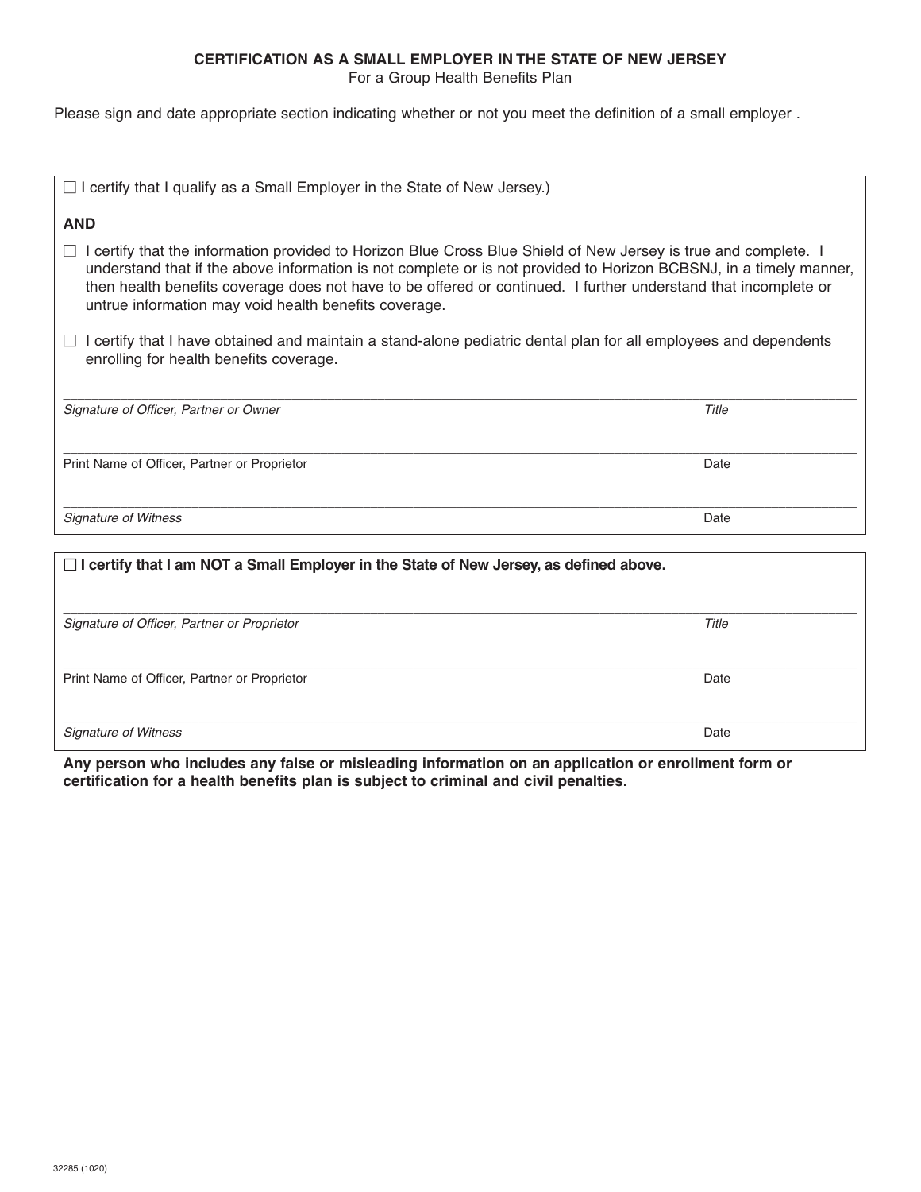**CERTIFICATION AS A SMALL EMPLOYER IN THE STATE OF NEW JERSEY**
For a Group Health Benefits Plan

Please sign and date appropriate section indicating whether or not you meet the definition of a small employer .

☐ I certify that I qualify as a Small Employer in the State of New Jersey.)

**AND**

☐ I certify that the information provided to Horizon Blue Cross Blue Shield of New Jersey is true and complete. I understand that if the above information is not complete or is not provided to Horizon BCBSNJ, in a timely manner, then health benefits coverage does not have to be offered or continued. I further understand that incomplete or untrue information may void health benefits coverage.

☐ I certify that I have obtained and maintain a stand-alone pediatric dental plan for all employees and dependents enrolling for health benefits coverage.

_______________________________________________
*Signature of Officer, Partner or Owner* — *Title*

_______________________________________________
Print Name of Officer, Partner or Proprietor — Date

_______________________________________________
*Signature of Witness* — Date

---

☐ **I certify that I am NOT a Small Employer in the State of New Jersey, as defined above.**

_______________________________________________
*Signature of Officer, Partner or Proprietor* — *Title*

_______________________________________________
Print Name of Officer, Partner or Proprietor — Date

_______________________________________________
*Signature of Witness* — Date

**Any person who includes any false or misleading information on an application or enrollment form or certification for a health benefits plan is subject to criminal and civil penalties.**

32285 (1020)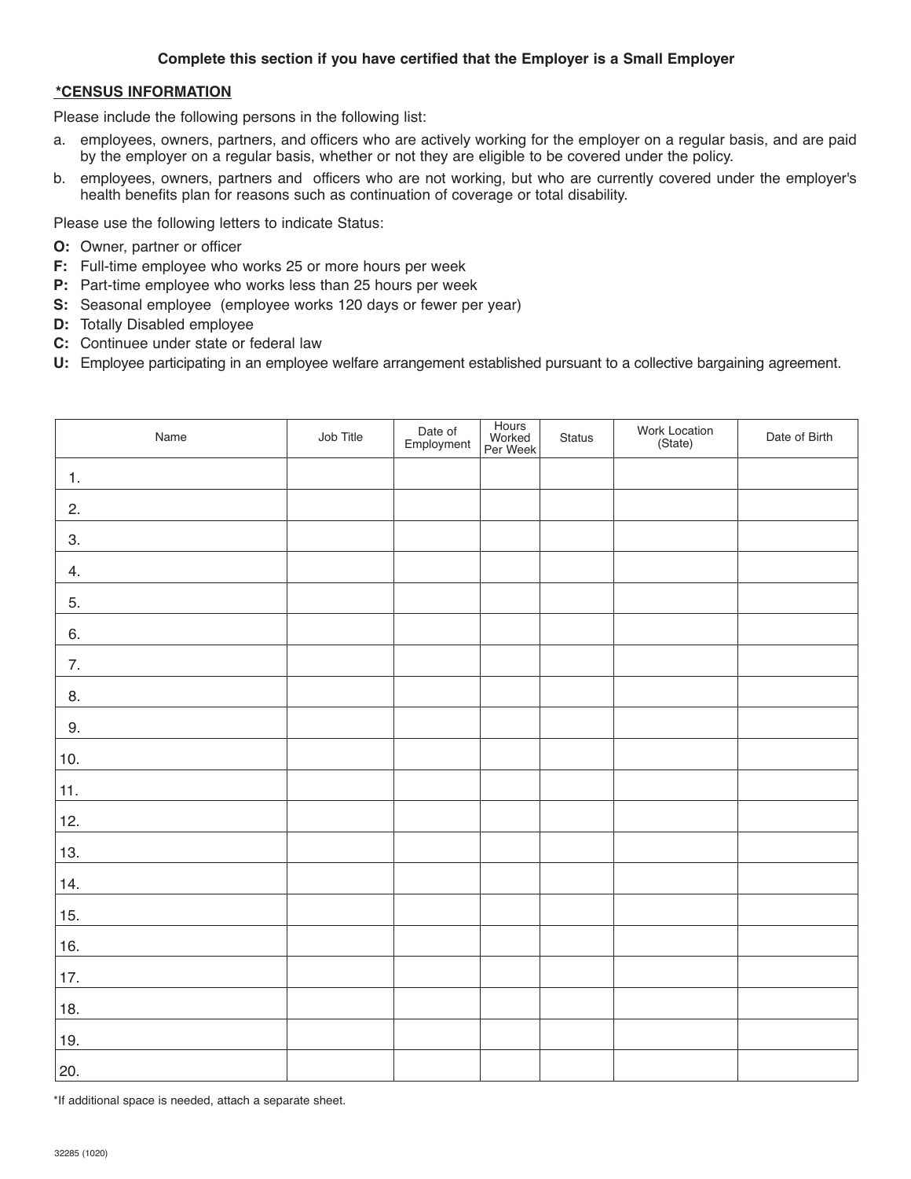**Complete this section if you have certified that the Employer is a Small Employer**

**\*CENSUS INFORMATION**

Please include the following persons in the following list:

a. employees, owners, partners, and officers who are actively working for the employer on a regular basis, and are paid by the employer on a regular basis, whether or not they are eligible to be covered under the policy.

b. employees, owners, partners and officers who are not working, but who are currently covered under the employer's health benefits plan for reasons such as continuation of coverage or total disability.

Please use the following letters to indicate Status:

**O:** Owner, partner or officer
**F:** Full-time employee who works 25 or more hours per week
**P:** Part-time employee who works less than 25 hours per week
**S:** Seasonal employee (employee works 120 days or fewer per year)
**D:** Totally Disabled employee
**C:** Continuee under state or federal law
**U:** Employee participating in an employee welfare arrangement established pursuant to a collective bargaining agreement.

| Name | Job Title | Date of Employment | Hours Worked Per Week | Status | Work Location (State) | Date of Birth |
|---|---|---|---|---|---|---|
| 1. | | | | | | |
| 2. | | | | | | |
| 3. | | | | | | |
| 4. | | | | | | |
| 5. | | | | | | |
| 6. | | | | | | |
| 7. | | | | | | |
| 8. | | | | | | |
| 9. | | | | | | |
| 10. | | | | | | |
| 11. | | | | | | |
| 12. | | | | | | |
| 13. | | | | | | |
| 14. | | | | | | |
| 15. | | | | | | |
| 16. | | | | | | |
| 17. | | | | | | |
| 18. | | | | | | |
| 19. | | | | | | |
| 20. | | | | | | |

\*If additional space is needed, attach a separate sheet.

32285 (1020)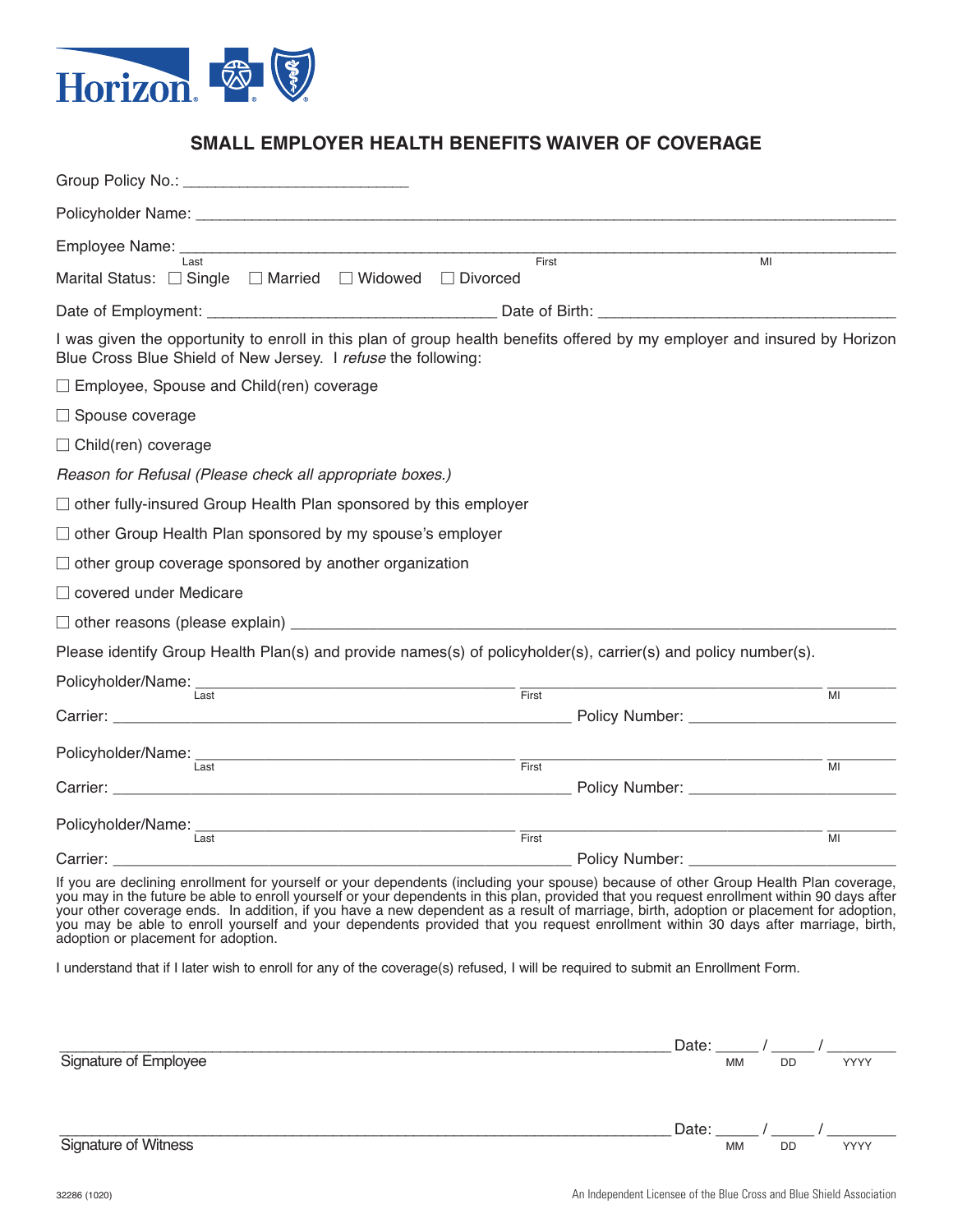# SMALL EMPLOYER HEALTH BENEFITS WAIVER OF COVERAGE

Group Policy No.: ___________________________

Policyholder Name: ___________________________________________________________________________________

Employee Name: ___________________________________________________________________________________
Last First MI

Marital Status: ☐ Single ☐ Married ☐ Widowed ☐ Divorced

Date of Employment: ___________________________________ Date of Birth: _____________________________________

I was given the opportunity to enroll in this plan of group health benefits offered by my employer and insured by Horizon Blue Cross Blue Shield of New Jersey. I *refuse* the following:

☐ Employee, Spouse and Child(ren) coverage

☐ Spouse coverage

☐ Child(ren) coverage

*Reason for Refusal (Please check all appropriate boxes.)*

☐ other fully-insured Group Health Plan sponsored by this employer

☐ other Group Health Plan sponsored by my spouse's employer

☐ other group coverage sponsored by another organization

☐ covered under Medicare

☐ other reasons (please explain) _________________________________________________________________________

Please identify Group Health Plan(s) and provide names(s) of policyholder(s), carrier(s) and policy number(s).

Policyholder/Name: _______________________________________ _______________________________________ _________
Last First MI

Carrier: ___________________________________________________________ Policy Number: __________________________

Policyholder/Name: _______________________________________ _______________________________________ _________
Last First MI

Carrier: ___________________________________________________________ Policy Number: __________________________

Policyholder/Name: _______________________________________ _______________________________________ _________
Last First MI

Carrier: ___________________________________________________________ Policy Number: __________________________

If you are declining enrollment for yourself or your dependents (including your spouse) because of other Group Health Plan coverage, you may in the future be able to enroll yourself or your dependents in this plan, provided that you request enrollment within 90 days after your other coverage ends. In addition, if you have a new dependent as a result of marriage, birth, adoption or placement for adoption, you may be able to enroll yourself and your dependents provided that you request enrollment within 30 days after marriage, birth, adoption or placement for adoption.

I understand that if I later wish to enroll for any of the coverage(s) refused, I will be required to submit an Enrollment Form.

_____________________________________________________________________________ Date: _____ / _____ / ________
Signature of Employee MM DD YYYY

_____________________________________________________________________________ Date: _____ / _____ / ________
Signature of Witness MM DD YYYY

32286 (1020)

An Independent Licensee of the Blue Cross and Blue Shield Association